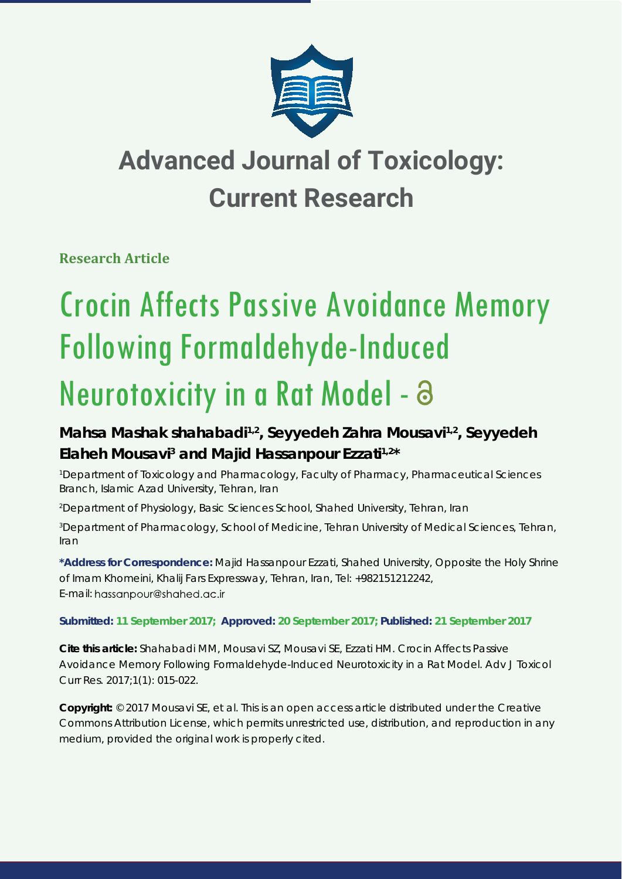# Advanced Journal of Toxicology: Current Research

**Research Article**

# Crocin Affects Passive Avoidance Memory Following Formaldehyde-Induced Neurotoxicity in a Rat Model -

**Mahsa Mashak shahabadi[1,2], Seyyedeh Zahra Mousavi[1,2], Seyyedeh Elaheh Mousavi[3] and Majid Hassanpour Ezzati[1,2]***

[1]Department of Toxicology and Pharmacology, Faculty of Pharmacy, Pharmaceutical Sciences Branch, Islamic Azad University, Tehran, Iran

[2]Department of Physiology, Basic Sciences School, Shahed University, Tehran, Iran

[3]Department of Pharmacology, School of Medicine, Tehran University of Medical Sciences, Tehran, Iran

**\*Address for Correspondence:** Majid Hassanpour Ezzati, Shahed University, Opposite the Holy Shrine of Imam Khomeini, Khalij Fars Expressway, Tehran, Iran, Tel: +982151212242, E-mail: hassanpour@shahed.ac.ir

**Submitted: 11 September 2017; Approved: 20 September 2017; Published: 21 September 2017**

**Cite this article:** Shahabadi MM, Mousavi SZ, Mousavi SE, Ezzati HM. Crocin Affects Passive Avoidance Memory Following Formaldehyde-Induced Neurotoxicity in a Rat Model. Adv J Toxicol Curr Res. 2017;1(1): 015-022.

**Copyright:** © 2017 Mousavi SE, et al. This is an open access article distributed under the Creative Commons Attribution License, which permits unrestricted use, distribution, and reproduction in any medium, provided the original work is properly cited.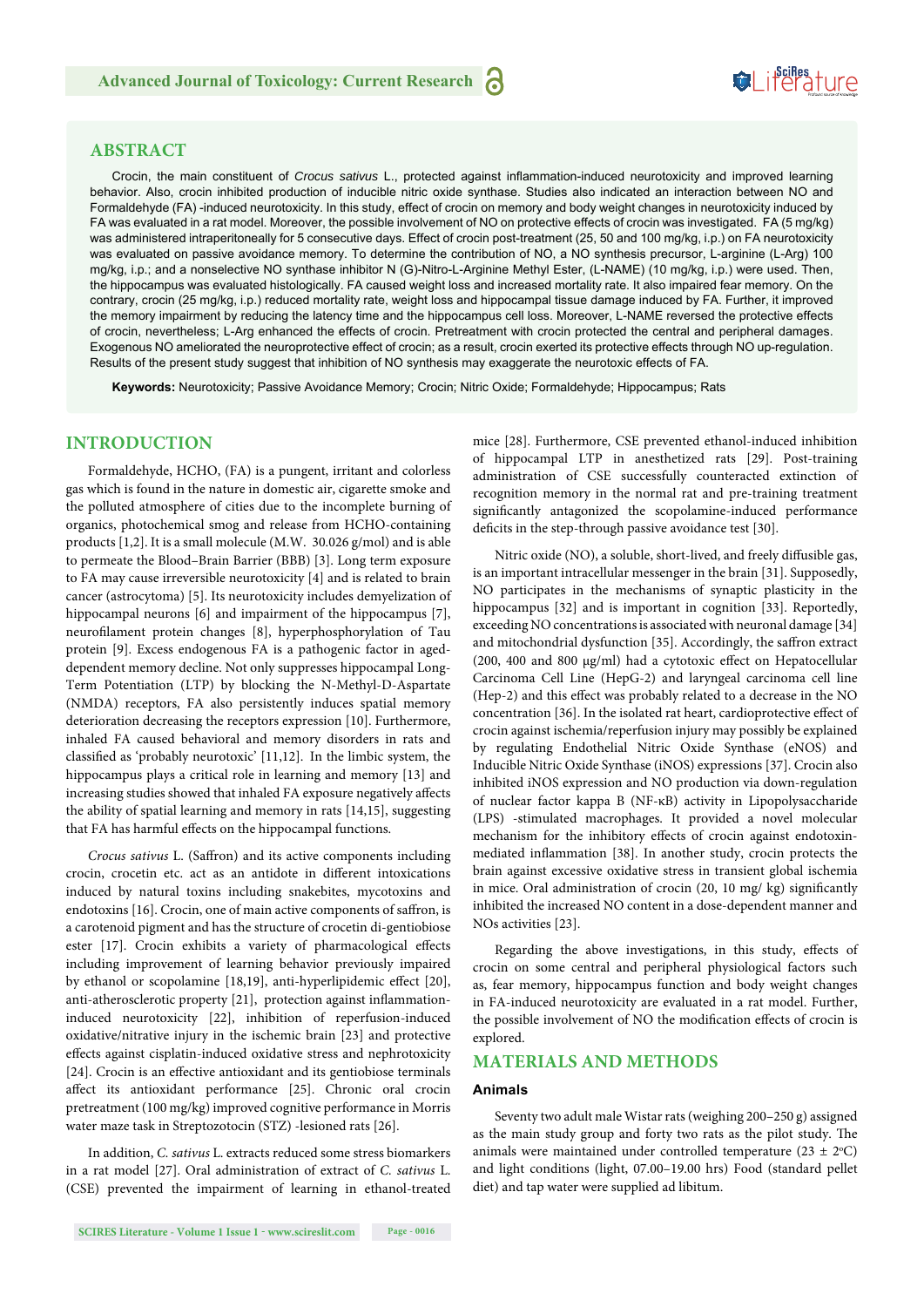## ABSTRACT

Crocin, the main constituent of *Crocus sativus* L., protected against inflammation-induced neurotoxicity and improved learning behavior. Also, crocin inhibited production of inducible nitric oxide synthase. Studies also indicated an interaction between NO and Formaldehyde (FA) -induced neurotoxicity. In this study, effect of crocin on memory and body weight changes in neurotoxicity induced by FA was evaluated in a rat model. Moreover, the possible involvement of NO on protective effects of crocin was investigated. FA (5 mg/kg) was administered intraperitoneally for 5 consecutive days. Effect of crocin post-treatment (25, 50 and 100 mg/kg, i.p.) on FA neurotoxicity was evaluated on passive avoidance memory. To determine the contribution of NO, a NO synthesis precursor, L-arginine (L-Arg) 100 mg/kg, i.p.; and a nonselective NO synthase inhibitor N (G)-Nitro-L-Arginine Methyl Ester, (L-NAME) (10 mg/kg, i.p.) were used. Then, the hippocampus was evaluated histologically. FA caused weight loss and increased mortality rate. It also impaired fear memory. On the contrary, crocin (25 mg/kg, i.p.) reduced mortality rate, weight loss and hippocampal tissue damage induced by FA. Further, it improved the memory impairment by reducing the latency time and the hippocampus cell loss. Moreover, L-NAME reversed the protective effects of crocin, nevertheless; L-Arg enhanced the effects of crocin. Pretreatment with crocin protected the central and peripheral damages. Exogenous NO ameliorated the neuroprotective effect of crocin; as a result, crocin exerted its protective effects through NO up-regulation. Results of the present study suggest that inhibition of NO synthesis may exaggerate the neurotoxic effects of FA.

**Keywords:** Neurotoxicity; Passive Avoidance Memory; Crocin; Nitric Oxide; Formaldehyde; Hippocampus; Rats

## INTRODUCTION

Formaldehyde, HCHO, (FA) is a pungent, irritant and colorless gas which is found in the nature in domestic air, cigarette smoke and the polluted atmosphere of cities due to the incomplete burning of organics, photochemical smog and release from HCHO-containing products [1,2]. It is a small molecule (M.W. 30.026 g/mol) and is able to permeate the Blood–Brain Barrier (BBB) [3]. Long term exposure to FA may cause irreversible neurotoxicity [4] and is related to brain cancer (astrocytoma) [5]. Its neurotoxicity includes demyelization of hippocampal neurons [6] and impairment of the hippocampus [7], neurofilament protein changes [8], hyperphosphorylation of Tau protein [9]. Excess endogenous FA is a pathogenic factor in aged-dependent memory decline. Not only suppresses hippocampal Long-Term Potentiation (LTP) by blocking the N-Methyl-D-Aspartate (NMDA) receptors, FA also persistently induces spatial memory deterioration decreasing the receptors expression [10]. Furthermore, inhaled FA caused behavioral and memory disorders in rats and classified as 'probably neurotoxic' [11,12]. In the limbic system, the hippocampus plays a critical role in learning and memory [13] and increasing studies showed that inhaled FA exposure negatively affects the ability of spatial learning and memory in rats [14,15], suggesting that FA has harmful effects on the hippocampal functions.

*Crocus sativus* L. (Saffron) and its active components including crocin, crocetin etc. act as an antidote in different intoxications induced by natural toxins including snakebites, mycotoxins and endotoxins [16]. Crocin, one of main active components of saffron, is a carotenoid pigment and has the structure of crocetin di-gentiobiose ester [17]. Crocin exhibits a variety of pharmacological effects including improvement of learning behavior previously impaired by ethanol or scopolamine [18,19], anti-hyperlipidemic effect [20], anti-atherosclerotic property [21], protection against inflammation-induced neurotoxicity [22], inhibition of reperfusion-induced oxidative/nitrative injury in the ischemic brain [23] and protective effects against cisplatin-induced oxidative stress and nephrotoxicity [24]. Crocin is an effective antioxidant and its gentiobiose terminals affect its antioxidant performance [25]. Chronic oral crocin pretreatment (100 mg/kg) improved cognitive performance in Morris water maze task in Streptozotocin (STZ) -lesioned rats [26].

In addition, *C. sativus* L. extracts reduced some stress biomarkers in a rat model [27]. Oral administration of extract of *C. sativus* L. (CSE) prevented the impairment of learning in ethanol-treated mice [28]. Furthermore, CSE prevented ethanol-induced inhibition of hippocampal LTP in anesthetized rats [29]. Post-training administration of CSE successfully counteracted extinction of recognition memory in the normal rat and pre-training treatment significantly antagonized the scopolamine-induced performance deficits in the step-through passive avoidance test [30].

Nitric oxide (NO), a soluble, short-lived, and freely diffusible gas, is an important intracellular messenger in the brain [31]. Supposedly, NO participates in the mechanisms of synaptic plasticity in the hippocampus [32] and is important in cognition [33]. Reportedly, exceeding NO concentrations is associated with neuronal damage [34] and mitochondrial dysfunction [35]. Accordingly, the saffron extract (200, 400 and 800 μg/ml) had a cytotoxic effect on Hepatocellular Carcinoma Cell Line (HepG-2) and laryngeal carcinoma cell line (Hep-2) and this effect was probably related to a decrease in the NO concentration [36]. In the isolated rat heart, cardioprotective effect of crocin against ischemia/reperfusion injury may possibly be explained by regulating Endothelial Nitric Oxide Synthase (eNOS) and Inducible Nitric Oxide Synthase (iNOS) expressions [37]. Crocin also inhibited iNOS expression and NO production via down-regulation of nuclear factor kappa B (NF-κB) activity in Lipopolysaccharide (LPS) -stimulated macrophages. It provided a novel molecular mechanism for the inhibitory effects of crocin against endotoxin-mediated inflammation [38]. In another study, crocin protects the brain against excessive oxidative stress in transient global ischemia in mice. Oral administration of crocin (20, 10 mg/ kg) significantly inhibited the increased NO content in a dose-dependent manner and NOs activities [23].

Regarding the above investigations, in this study, effects of crocin on some central and peripheral physiological factors such as, fear memory, hippocampus function and body weight changes in FA-induced neurotoxicity are evaluated in a rat model. Further, the possible involvement of NO the modification effects of crocin is explored.

## MATERIALS AND METHODS

### Animals

Seventy two adult male Wistar rats (weighing 200–250 g) assigned as the main study group and forty two rats as the pilot study. The animals were maintained under controlled temperature (23 ± 2°C) and light conditions (light, 07.00–19.00 hrs) Food (standard pellet diet) and tap water were supplied ad libitum.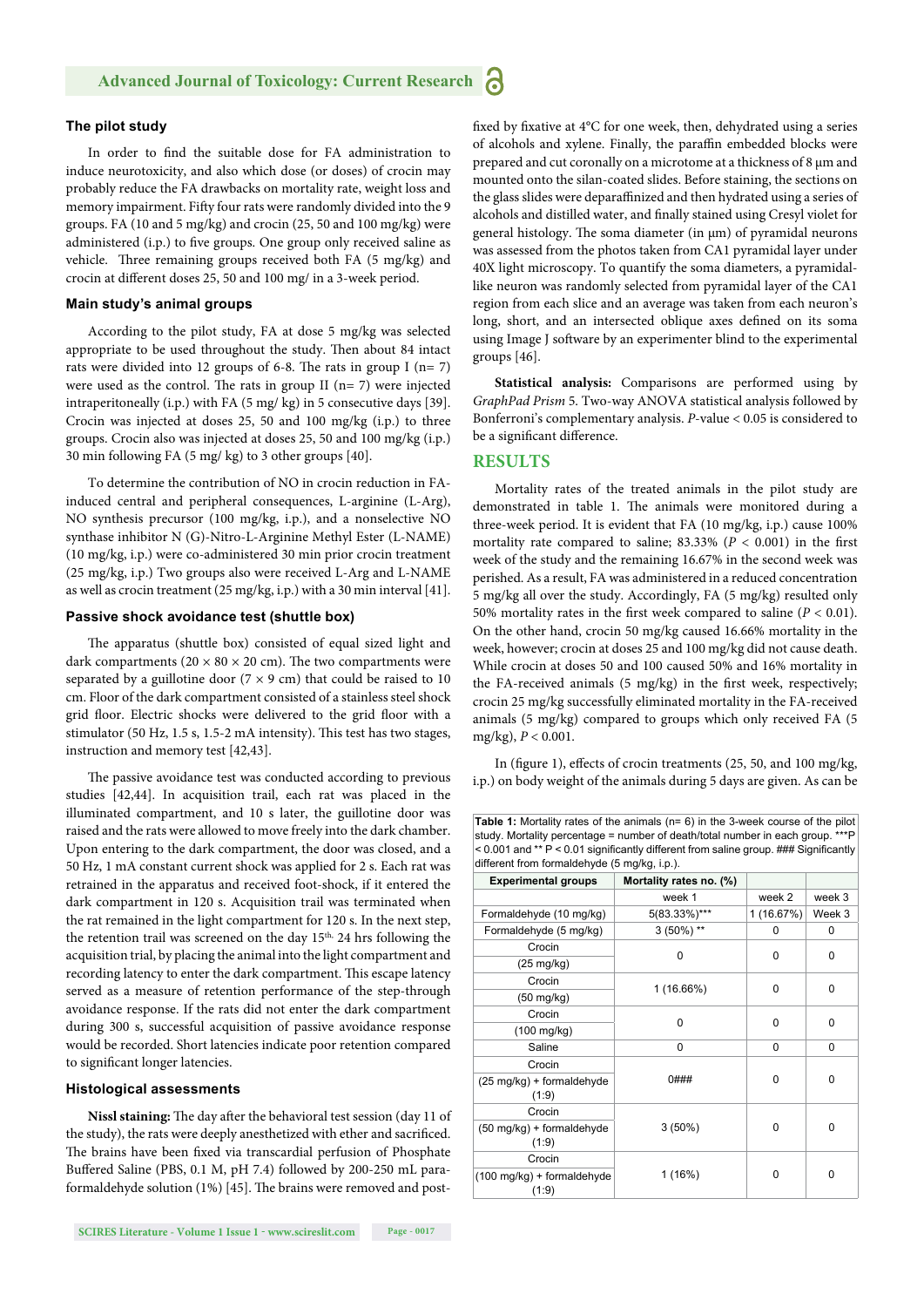### The pilot study

In order to find the suitable dose for FA administration to induce neurotoxicity, and also which dose (or doses) of crocin may probably reduce the FA drawbacks on mortality rate, weight loss and memory impairment. Fifty four rats were randomly divided into the 9 groups. FA (10 and 5 mg/kg) and crocin (25, 50 and 100 mg/kg) were administered (i.p.) to five groups. One group only received saline as vehicle. Three remaining groups received both FA (5 mg/kg) and crocin at different doses 25, 50 and 100 mg/ in a 3-week period.

### Main study's animal groups

According to the pilot study, FA at dose 5 mg/kg was selected appropriate to be used throughout the study. Then about 84 intact rats were divided into 12 groups of 6-8. The rats in group I (n= 7) were used as the control. The rats in group II (n= 7) were injected intraperitoneally (i.p.) with FA (5 mg/ kg) in 5 consecutive days [39]. Crocin was injected at doses 25, 50 and 100 mg/kg (i.p.) to three groups. Crocin also was injected at doses 25, 50 and 100 mg/kg (i.p.) 30 min following FA (5 mg/ kg) to 3 other groups [40].

To determine the contribution of NO in crocin reduction in FA-induced central and peripheral consequences, L-arginine (L-Arg), NO synthesis precursor (100 mg/kg, i.p.), and a nonselective NO synthase inhibitor N (G)-Nitro-L-Arginine Methyl Ester (L-NAME) (10 mg/kg, i.p.) were co-administered 30 min prior crocin treatment (25 mg/kg, i.p.) Two groups also were received L-Arg and L-NAME as well as crocin treatment (25 mg/kg, i.p.) with a 30 min interval [41].

### Passive shock avoidance test (shuttle box)

The apparatus (shuttle box) consisted of equal sized light and dark compartments (20 × 80 × 20 cm). The two compartments were separated by a guillotine door (7 × 9 cm) that could be raised to 10 cm. Floor of the dark compartment consisted of a stainless steel shock grid floor. Electric shocks were delivered to the grid floor with a stimulator (50 Hz, 1.5 s, 1.5-2 mA intensity). This test has two stages, instruction and memory test [42,43].

The passive avoidance test was conducted according to previous studies [42,44]. In acquisition trail, each rat was placed in the illuminated compartment, and 10 s later, the guillotine door was raised and the rats were allowed to move freely into the dark chamber. Upon entering to the dark compartment, the door was closed, and a 50 Hz, 1 mA constant current shock was applied for 2 s. Each rat was retrained in the apparatus and received foot-shock, if it entered the dark compartment in 120 s. Acquisition trail was terminated when the rat remained in the light compartment for 120 s. In the next step, the retention trail was screened on the day 15th, 24 hrs following the acquisition trial, by placing the animal into the light compartment and recording latency to enter the dark compartment. This escape latency served as a measure of retention performance of the step-through avoidance response. If the rats did not enter the dark compartment during 300 s, successful acquisition of passive avoidance response would be recorded. Short latencies indicate poor retention compared to significant longer latencies.

### Histological assessments

**Nissl staining:** The day after the behavioral test session (day 11 of the study), the rats were deeply anesthetized with ether and sacrificed. The brains have been fixed via transcardial perfusion of Phosphate Buffered Saline (PBS, 0.1 M, pH 7.4) followed by 200-250 mL para-formaldehyde solution (1%) [45]. The brains were removed and post-fixed by fixative at 4°C for one week, then, dehydrated using a series of alcohols and xylene. Finally, the paraffin embedded blocks were prepared and cut coronally on a microtome at a thickness of 8 µm and mounted onto the silan-coated slides. Before staining, the sections on the glass slides were deparaffinized and then hydrated using a series of alcohols and distilled water, and finally stained using Cresyl violet for general histology. The soma diameter (in µm) of pyramidal neurons was assessed from the photos taken from CA1 pyramidal layer under 40X light microscopy. To quantify the soma diameters, a pyramidal-like neuron was randomly selected from pyramidal layer of the CA1 region from each slice and an average was taken from each neuron's long, short, and an intersected oblique axes defined on its soma using Image J software by an experimenter blind to the experimental groups [46].

**Statistical analysis:** Comparisons are performed using by *GraphPad Prism* 5. Two-way ANOVA statistical analysis followed by Bonferroni's complementary analysis. *P*-value < 0.05 is considered to be a significant difference.

## RESULTS

Mortality rates of the treated animals in the pilot study are demonstrated in table 1. The animals were monitored during a three-week period. It is evident that FA (10 mg/kg, i.p.) cause 100% mortality rate compared to saline; 83.33% ($P$ < 0.001) in the first week of the study and the remaining 16.67% in the second week was perished. As a result, FA was administered in a reduced concentration 5 mg/kg all over the study. Accordingly, FA (5 mg/kg) resulted only 50% mortality rates in the first week compared to saline ($P$ < 0.01). On the other hand, crocin 50 mg/kg caused 16.66% mortality in the week, however; crocin at doses 25 and 100 mg/kg did not cause death. While crocin at doses 50 and 100 caused 50% and 16% mortality in the FA-received animals (5 mg/kg) in the first week, respectively; crocin 25 mg/kg successfully eliminated mortality in the FA-received animals (5 mg/kg) compared to groups which only received FA (5 mg/kg), $P$ < 0.001.

In (figure 1), effects of crocin treatments (25, 50, and 100 mg/kg, i.p.) on body weight of the animals during 5 days are given. As can be

**Table 1:** Mortality rates of the animals (n= 6) in the 3-week course of the pilot study. Mortality percentage = number of death/total number in each group. ***P < 0.001 and ** P < 0.01 significantly different from saline group. ### Significantly different from formaldehyde (5 mg/kg, i.p.).

| Experimental groups | Mortality rates no. (%) | | |
|---|---|---|---|
| | week 1 | week 2 | week 3 |
| Formaldehyde (10 mg/kg) | 5(83.33%)*** | 1 (16.67%) | Week 3 |
| Formaldehyde (5 mg/kg) | 3 (50%) ** | 0 | 0 |
| Crocin (25 mg/kg) | 0 | 0 | 0 |
| Crocin (50 mg/kg) | 1 (16.66%) | 0 | 0 |
| Crocin (100 mg/kg) | 0 | 0 | 0 |
| Saline | 0 | 0 | 0 |
| Crocin (25 mg/kg) + formaldehyde (1:9) | 0### | 0 | 0 |
| Crocin (50 mg/kg) + formaldehyde (1:9) | 3 (50%) | 0 | 0 |
| Crocin (100 mg/kg) + formaldehyde (1:9) | 1 (16%) | 0 | 0 |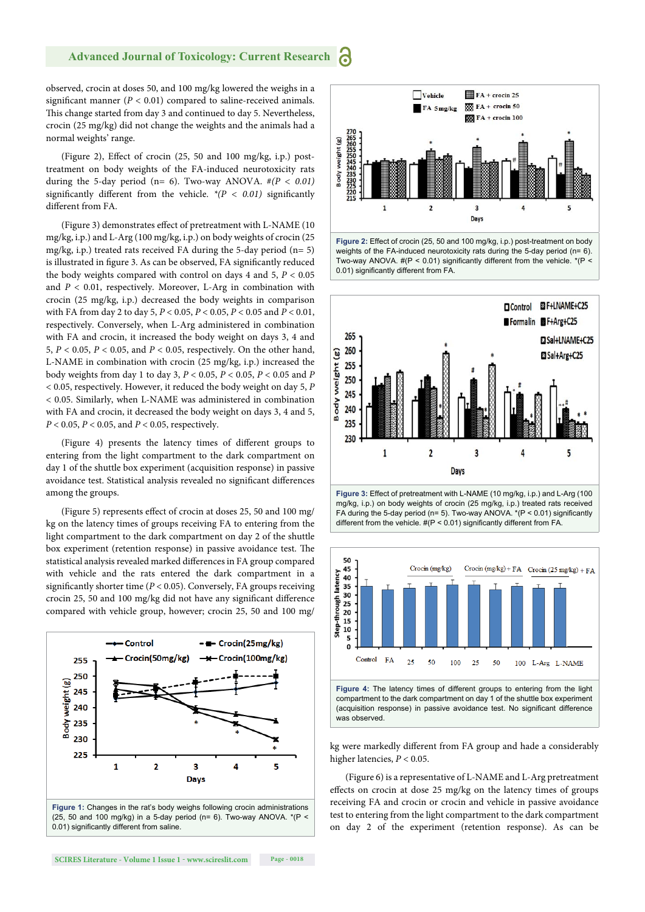observed, crocin at doses 50, and 100 mg/kg lowered the weighs in a significant manner ($P < 0.01$) compared to saline-received animals. This change started from day 3 and continued to day 5. Nevertheless, crocin (25 mg/kg) did not change the weights and the animals had a normal weights' range.

(Figure 2), Effect of crocin (25, 50 and 100 mg/kg, i.p.) post-treatment on body weights of the FA-induced neurotoxicity rats during the 5-day period (n= 6). Two-way ANOVA. #($P < 0.01$) significantly different from the vehicle. *($P < 0.01$) significantly different from FA.

(Figure 3) demonstrates effect of pretreatment with L-NAME (10 mg/kg, i.p.) and L-Arg (100 mg/kg, i.p.) on body weights of crocin (25 mg/kg, i.p.) treated rats received FA during the 5-day period (n= 5) is illustrated in figure 3. As can be observed, FA significantly reduced the body weights compared with control on days 4 and 5, $P < 0.05$ and $P < 0.01$, respectively. Moreover, L-Arg in combination with crocin (25 mg/kg, i.p.) decreased the body weights in comparison with FA from day 2 to day 5, $P < 0.05$, $P < 0.05$, $P < 0.05$ and $P < 0.01$, respectively. Conversely, when L-Arg administered in combination with FA and crocin, it increased the body weight on days 3, 4 and 5, $P < 0.05$, $P < 0.05$, and $P < 0.05$, respectively. On the other hand, L-NAME (10 mg/kg, i.p.) in combination with crocin increased the body weights from day 1 to day 3, $P < 0.05$, $P < 0.05$, $P < 0.05$ and $P < 0.05$, respectively. However, it reduced the body weight on day 5, $P < 0.05$. Similarly, when L-NAME was administered in combination with FA and crocin, it decreased the body weight on days 3, 4 and 5, $P < 0.05$, $P < 0.05$, and $P < 0.05$, respectively.

(Figure 4) presents the latency times of different groups to entering from the light compartment to the dark compartment on day 1 of the shuttle box experiment (acquisition response) in passive avoidance test. Statistical analysis revealed no significant differences among the groups.

(Figure 5) represents effect of crocin at doses 25, 50 and 100 mg/kg on the latency times of groups receiving FA to entering from the light compartment to the dark compartment on day 2 of the shuttle box experiment (retention response) in passive avoidance test. The statistical analysis revealed marked differences in FA group compared with vehicle and the rats entered the dark compartment in a significantly shorter time ($P < 0.05$). Conversely, FA groups receiving crocin 25, 50 and 100 mg/kg did not have any significant difference compared with vehicle group, however; crocin 25, 50 and 100 mg/kg were markedly different from FA group and hade a considerably higher latencies, $P < 0.05$.

Figure 1: Changes in the rat's body weighs following crocin administrations (25, 50 and 100 mg/kg) in a 5-day period (n= 6). Two-way ANOVA. *($P < 0.01$) significantly different from saline.

Figure 2: Effect of crocin (25, 50 and 100 mg/kg, i.p.) post-treatment on body weights of the FA-induced neurotoxicity rats during the 5-day period (n= 6). Two-way ANOVA. #($P < 0.01$) significantly different from the vehicle. *($P < 0.01$) significantly different from FA.

Figure 3: Effect of pretreatment with L-NAME (10 mg/kg, i.p.) and L-Arg (100 mg/kg, i.p.) on body weights of crocin (25 mg/kg, i.p.) treated rats received FA during the 5-day period (n= 5). Two-way ANOVA. *($P < 0.01$) significantly different from the vehicle. #($P < 0.01$) significantly different from FA.

Figure 4: The latency times of different groups to entering from the light compartment to the dark compartment on day 1 of the shuttle box experiment (acquisition response) in passive avoidance test. No significant difference was observed.

(Figure 6) is a representative of L-NAME and L-Arg pretreatment effects on crocin at dose 25 mg/kg on the latency times of groups receiving FA and crocin or crocin and vehicle in passive avoidance test to entering from the light compartment to the dark compartment on day 2 of the experiment (retention response). As can be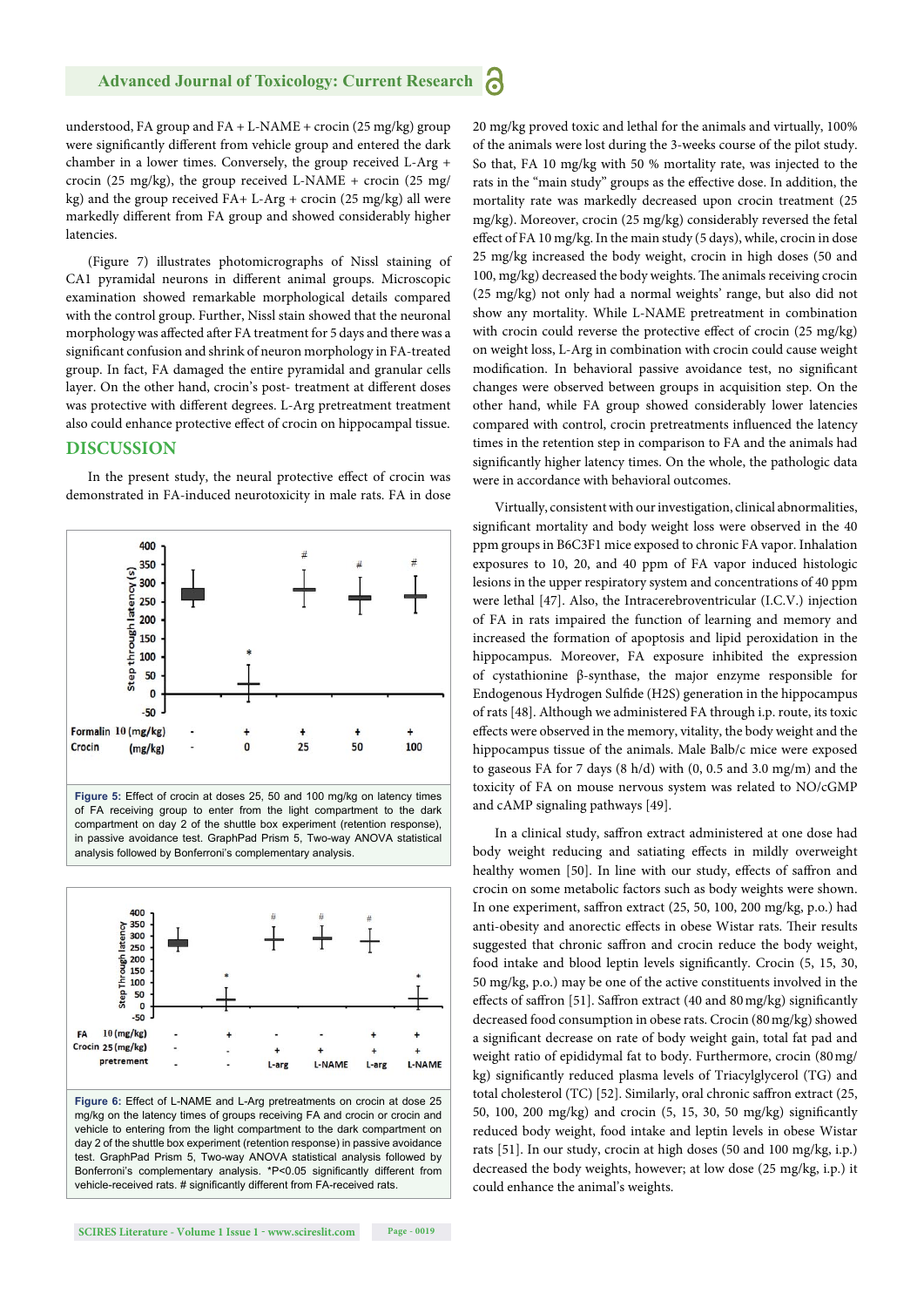understood, FA group and FA + L-NAME + crocin (25 mg/kg) group were significantly different from vehicle group and entered the dark chamber in a lower times. Conversely, the group received L-Arg + crocin (25 mg/kg), the group received L-NAME + crocin (25 mg/kg) and the group received FA+ L-Arg + crocin (25 mg/kg) all were markedly different from FA group and showed considerably higher latencies.

(Figure 7) illustrates photomicrographs of Nissl staining of CA1 pyramidal neurons in different animal groups. Microscopic examination showed remarkable morphological details compared with the control group. Further, Nissl stain showed that the neuronal morphology was affected after FA treatment for 5 days and there was a significant confusion and shrink of neuron morphology in FA-treated group. In fact, FA damaged the entire pyramidal and granular cells layer. On the other hand, crocin's post- treatment at different doses was protective with different degrees. L-Arg pretreatment treatment also could enhance protective effect of crocin on hippocampal tissue.

## DISCUSSION

In the present study, the neural protective effect of crocin was demonstrated in FA-induced neurotoxicity in male rats. FA in dose 20 mg/kg proved toxic and lethal for the animals and virtually, 100% of the animals were lost during the 3-weeks course of the pilot study. So that, FA 10 mg/kg with 50 % mortality rate, was injected to the rats in the "main study" groups as the effective dose. In addition, the mortality rate was markedly decreased upon crocin treatment (25 mg/kg). Moreover, crocin (25 mg/kg) considerably reversed the fetal effect of FA 10 mg/kg. In the main study (5 days), while, crocin in dose 25 mg/kg increased the body weight, crocin in high doses (50 and 100, mg/kg) decreased the body weights. The animals receiving crocin (25 mg/kg) not only had a normal weights' range, but also did not show any mortality. While L-NAME pretreatment in combination with crocin could reverse the protective effect of crocin (25 mg/kg) on weight loss, L-Arg in combination with crocin could cause weight modification. In behavioral passive avoidance test, no significant changes were observed between groups in acquisition step. On the other hand, while FA group showed considerably lower latencies compared with control, crocin pretreatments influenced the latency times in the retention step in comparison to FA and the animals had significantly higher latency times. On the whole, the pathologic data were in accordance with behavioral outcomes.

Virtually, consistent with our investigation, clinical abnormalities, significant mortality and body weight loss were observed in the 40 ppm groups in B6C3F1 mice exposed to chronic FA vapor. Inhalation exposures to 10, 20, and 40 ppm of FA vapor induced histologic lesions in the upper respiratory system and concentrations of 40 ppm were lethal [47]. Also, the Intracerebroventricular (I.C.V.) injection of FA in rats impaired the function of learning and memory and increased the formation of apoptosis and lipid peroxidation in the hippocampus. Moreover, FA exposure inhibited the expression of cystathionine β-synthase, the major enzyme responsible for Endogenous Hydrogen Sulfide ($H_2S$) generation in the hippocampus of rats [48]. Although we administered FA through i.p. route, its toxic effects were observed in the memory, vitality, the body weight and the hippocampus tissue of the animals. Male Balb/c mice were exposed to gaseous FA for 7 days (8 h/d) with (0, 0.5 and 3.0 mg/m) and the toxicity of FA on mouse nervous system was related to NO/cGMP and cAMP signaling pathways [49].

In a clinical study, saffron extract administered at one dose had body weight reducing and satiating effects in mildly overweight healthy women [50]. In line with our study, effects of saffron and crocin on some metabolic factors such as body weights were shown. In one experiment, saffron extract (25, 50, 100, 200 mg/kg, p.o.) had anti-obesity and anorectic effects in obese Wistar rats. Their results suggested that chronic saffron and crocin reduce the body weight, food intake and blood leptin levels significantly. Crocin (5, 15, 30, 50 mg/kg, p.o.) may be one of the active constituents involved in the effects of saffron [51]. Saffron extract (40 and 80 mg/kg) significantly decreased food consumption in obese rats. Crocin (80 mg/kg) showed a significant decrease on rate of body weight gain, total fat pad and weight ratio of epididymal fat to body. Furthermore, crocin (80 mg/kg) significantly reduced plasma levels of Triacylglycerol (TG) and total cholesterol (TC) [52]. Similarly, oral chronic saffron extract (25, 50, 100, 200 mg/kg) and crocin (5, 15, 30, 50 mg/kg) significantly reduced body weight, food intake and leptin levels in obese Wistar rats [51]. In our study, crocin at high doses (50 and 100 mg/kg, i.p.) decreased the body weights, however; at low dose (25 mg/kg, i.p.) it could enhance the animal's weights.

**Figure 5:** Effect of crocin at doses 25, 50 and 100 mg/kg on latency times of FA receiving group to enter from the light compartment to the dark compartment on day 2 of the shuttle box experiment (retention response), in passive avoidance test. GraphPad Prism 5, Two-way ANOVA statistical analysis followed by Bonferroni's complementary analysis.

**Figure 6:** Effect of L-NAME and L-Arg pretreatments on crocin at dose 25 mg/kg on the latency times of groups receiving FA and crocin or crocin and vehicle to entering from the light compartment to the dark compartment on day 2 of the shuttle box experiment (retention response) in passive avoidance test. GraphPad Prism 5, Two-way ANOVA statistical analysis followed by Bonferroni's complementary analysis. *P<0.05 significantly different from vehicle-received rats. # significantly different from FA-received rats.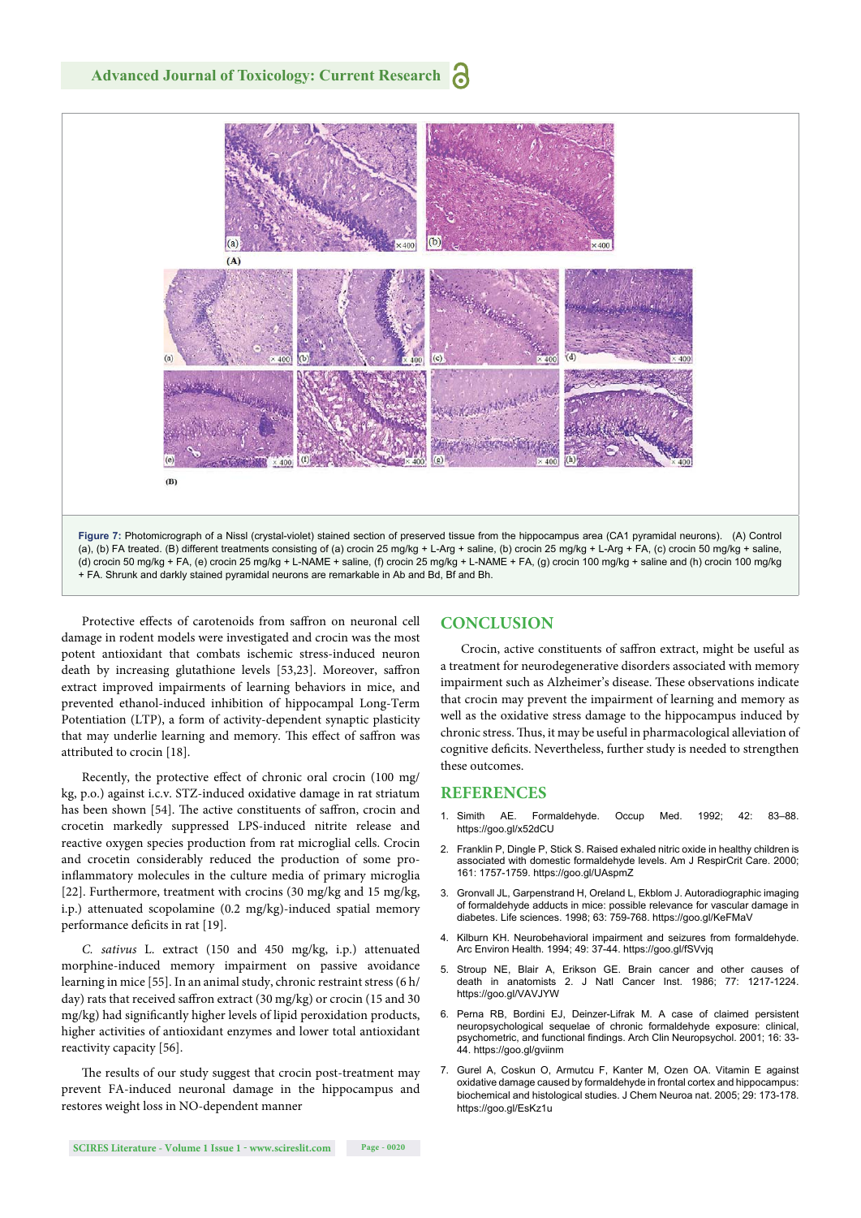**Figure 7:** Photomicrograph of a Nissl (crystal-violet) stained section of preserved tissue from the hippocampus area (CA1 pyramidal neurons). (A) Control (a), (b) FA treated. (B) different treatments consisting of (a) crocin 25 mg/kg + L-Arg + saline, (b) crocin 25 mg/kg + L-Arg + FA, (c) crocin 50 mg/kg + saline, (d) crocin 50 mg/kg + FA, (e) crocin 25 mg/kg + L-NAME + saline, (f) crocin 25 mg/kg + L-NAME + FA, (g) crocin 100 mg/kg + saline and (h) crocin 100 mg/kg + FA. Shrunk and darkly stained pyramidal neurons are remarkable in Ab and Bd, Bf and Bh.

Protective effects of carotenoids from saffron on neuronal cell damage in rodent models were investigated and crocin was the most potent antioxidant that combats ischemic stress-induced neuron death by increasing glutathione levels [53,23]. Moreover, saffron extract improved impairments of learning behaviors in mice, and prevented ethanol-induced inhibition of hippocampal Long-Term Potentiation (LTP), a form of activity-dependent synaptic plasticity that may underlie learning and memory. This effect of saffron was attributed to crocin [18].

Recently, the protective effect of chronic oral crocin (100 mg/kg, p.o.) against i.c.v. STZ-induced oxidative damage in rat striatum has been shown [54]. The active constituents of saffron, crocin and crocetin markedly suppressed LPS-induced nitrite release and reactive oxygen species production from rat microglial cells. Crocin and crocetin considerably reduced the production of some pro-inflammatory molecules in the culture media of primary microglia [22]. Furthermore, treatment with crocins (30 mg/kg and 15 mg/kg, i.p.) attenuated scopolamine (0.2 mg/kg)-induced spatial memory performance deficits in rat [19].

*C. sativus* L. extract (150 and 450 mg/kg, i.p.) attenuated morphine-induced memory impairment on passive avoidance learning in mice [55]. In an animal study, chronic restraint stress (6 h/day) rats that received saffron extract (30 mg/kg) or crocin (15 and 30 mg/kg) had significantly higher levels of lipid peroxidation products, higher activities of antioxidant enzymes and lower total antioxidant reactivity capacity [56].

The results of our study suggest that crocin post-treatment may prevent FA-induced neuronal damage in the hippocampus and restores weight loss in NO-dependent manner

## CONCLUSION

Crocin, active constituents of saffron extract, might be useful as a treatment for neurodegenerative disorders associated with memory impairment such as Alzheimer's disease. These observations indicate that crocin may prevent the impairment of learning and memory as well as the oxidative stress damage to the hippocampus induced by chronic stress. Thus, it may be useful in pharmacological alleviation of cognitive deficits. Nevertheless, further study is needed to strengthen these outcomes.

## REFERENCES

1. Simith AE. Formaldehyde. Occup Med. 1992; 42: 83–88. https://goo.gl/x52dCU
2. Franklin P, Dingle P, Stick S. Raised exhaled nitric oxide in healthy children is associated with domestic formaldehyde levels. Am J RespirCrit Care. 2000; 161: 1757-1759. https://goo.gl/UAspmZ
3. Gronvall JL, Garpenstrand H, Oreland L, Ekblom J. Autoradiographic imaging of formaldehyde adducts in mice: possible relevance for vascular damage in diabetes. Life sciences. 1998; 63: 759-768. https://goo.gl/KeFMaV
4. Kilburn KH. Neurobehavioral impairment and seizures from formaldehyde. Arc Environ Health. 1994; 49: 37-44. https://goo.gl/fSVvjq
5. Stroup NE, Blair A, Erikson GE. Brain cancer and other causes of death in anatomists 2. J Natl Cancer Inst. 1986; 77: 1217-1224. https://goo.gl/VAVJYW
6. Perna RB, Bordini EJ, Deinzer-Lifrak M. A case of claimed persistent neuropsychological sequelae of chronic formaldehyde exposure: clinical, psychometric, and functional findings. Arch Clin Neuropsychol. 2001; 16: 33-44. https://goo.gl/gviinm
7. Gurel A, Coskun O, Armutcu F, Kanter M, Ozen OA. Vitamin E against oxidative damage caused by formaldehyde in frontal cortex and hippocampus: biochemical and histological studies. J Chem Neuroa nat. 2005; 29: 173-178. https://goo.gl/EsKz1u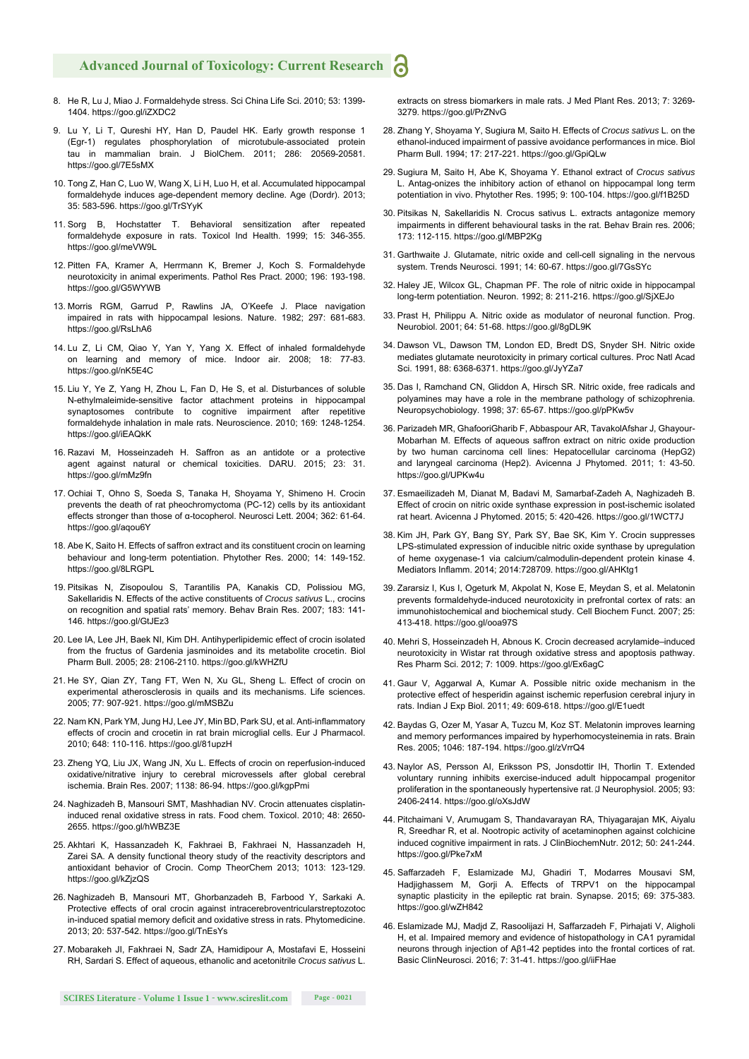8. He R, Lu J, Miao J. Formaldehyde stress. Sci China Life Sci. 2010; 53: 1399-1404. https://goo.gl/iZXDC2

9. Lu Y, Li T, Qureshi HY, Han D, Paudel HK. Early growth response 1 (Egr-1) regulates phosphorylation of microtubule-associated protein tau in mammalian brain. J BiolChem. 2011; 286: 20569-20581. https://goo.gl/7E5sMX

10. Tong Z, Han C, Luo W, Wang X, Li H, Luo H, et al. Accumulated hippocampal formaldehyde induces age-dependent memory decline. Age (Dordr). 2013; 35: 583-596. https://goo.gl/TrSYyK

11. Sorg B, Hochstatter T. Behavioral sensitization after repeated formaldehyde exposure in rats. Toxicol Ind Health. 1999; 15: 346-355. https://goo.gl/meVW9L

12. Pitten FA, Kramer A, Herrmann K, Bremer J, Koch S. Formaldehyde neurotoxicity in animal experiments. Pathol Res Pract. 2000; 196: 193-198. https://goo.gl/G5WYWB

13. Morris RGM, Garrud P, Rawlins JA, O'Keefe J. Place navigation impaired in rats with hippocampal lesions. Nature. 1982; 297: 681-683. https://goo.gl/RsLhA6

14. Lu Z, Li CM, Qiao Y, Yan Y, Yang X. Effect of inhaled formaldehyde on learning and memory of mice. Indoor air. 2008; 18: 77-83. https://goo.gl/nK5E4C

15. Liu Y, Ye Z, Yang H, Zhou L, Fan D, He S, et al. Disturbances of soluble N-ethylmaleimide-sensitive factor attachment proteins in hippocampal synaptosomes contribute to cognitive impairment after repetitive formaldehyde inhalation in male rats. Neuroscience. 2010; 169: 1248-1254. https://goo.gl/iEAQkK

16. Razavi M, Hosseinzadeh H. Saffron as an antidote or a protective agent against natural or chemical toxicities. DARU. 2015; 23: 31. https://goo.gl/mMz9fn

17. Ochiai T, Ohno S, Soeda S, Tanaka H, Shoyama Y, Shimeno H. Crocin prevents the death of rat pheochromyctoma (PC-12) cells by its antioxidant effects stronger than those of α-tocopherol. Neurosci Lett. 2004; 362: 61-64. https://goo.gl/aqou6Y

18. Abe K, Saito H. Effects of saffron extract and its constituent crocin on learning behaviour and long-term potentiation. Phytother Res. 2000; 14: 149-152. https://goo.gl/8LRGPL

19. Pitsikas N, Zisopoulou S, Tarantilis PA, Kanakis CD, Polissiou MG, Sakellaridis N. Effects of the active constituents of *Crocus sativus* L., crocins on recognition and spatial rats' memory. Behav Brain Res. 2007; 183: 141-146. https://goo.gl/GtJEz3

20. Lee IA, Lee JH, Baek NI, Kim DH. Antihyperlipidemic effect of crocin isolated from the fructus of Gardenia jasminoides and its metabolite crocetin. Biol Pharm Bull. 2005; 28: 2106-2110. https://goo.gl/kWHZfU

21. He SY, Qian ZY, Tang FT, Wen N, Xu GL, Sheng L. Effect of crocin on experimental atherosclerosis in quails and its mechanisms. Life sciences. 2005; 77: 907-921. https://goo.gl/mMSBZu

22. Nam KN, Park YM, Jung HJ, Lee JY, Min BD, Park SU, et al. Anti-inflammatory effects of crocin and crocetin in rat brain microglial cells. Eur J Pharmacol. 2010; 648: 110-116. https://goo.gl/81upzH

23. Zheng YQ, Liu JX, Wang JN, Xu L. Effects of crocin on reperfusion-induced oxidative/nitrative injury to cerebral microvessels after global cerebral ischemia. Brain Res. 2007; 1138: 86-94. https://goo.gl/kgpPmi

24. Naghizadeh B, Mansouri SMT, Mashhadian NV. Crocin attenuates cisplatin-induced renal oxidative stress in rats. Food chem. Toxicol. 2010; 48: 2650-2655. https://goo.gl/hWBZ3E

25. Akhtari K, Hassanzadeh K, Fakhraei B, Fakhraei N, Hassanzadeh H, Zarei SA. A density functional theory study of the reactivity descriptors and antioxidant behavior of Crocin. Comp TheorChem 2013; 1013: 123-129. https://goo.gl/kZjzQS

26. Naghizadeh B, Mansouri MT, Ghorbanzadeh B, Farbood Y, Sarkaki A. Protective effects of oral crocin against intracerebroventricularstreptozotocin-induced spatial memory deficit and oxidative stress in rats. Phytomedicine. 2013; 20: 537-542. https://goo.gl/TnEsYs

27. Mobarakeh JI, Fakhraei N, Sadr ZA, Hamidipour A, Mostafavi E, Hosseini RH, Sardari S. Effect of aqueous, ethanolic and acetonitrile *Crocus sativus* L. extracts on stress biomarkers in male rats. J Med Plant Res. 2013; 7: 3269-3279. https://goo.gl/PrZNvG

28. Zhang Y, Shoyama Y, Sugiura M, Saito H. Effects of *Crocus sativus* L. on the ethanol-induced impairment of passive avoidance performances in mice. Biol Pharm Bull. 1994; 17: 217-221. https://goo.gl/GpiQLw

29. Sugiura M, Saito H, Abe K, Shoyama Y. Ethanol extract of *Crocus sativus* L. Antag-onizes the inhibitory action of ethanol on hippocampal long term potentiation in vivo. Phytother Res. 1995; 9: 100-104. https://goo.gl/f1B25D

30. Pitsikas N, Sakellaridis N. Crocus sativus L. extracts antagonize memory impairments in different behavioural tasks in the rat. Behav Brain res. 2006; 173: 112-115. https://goo.gl/MBP2Kg

31. Garthwaite J. Glutamate, nitric oxide and cell-cell signaling in the nervous system. Trends Neurosci. 1991; 14: 60-67. https://goo.gl/7GsSYc

32. Haley JE, Wilcox GL, Chapman PF. The role of nitric oxide in hippocampal long-term potentiation. Neuron. 1992; 8: 211-216. https://goo.gl/SjXEJo

33. Prast H, Philippu A. Nitric oxide as modulator of neuronal function. Prog. Neurobiol. 2001; 64: 51-68. https://goo.gl/8gDL9K

34. Dawson VL, Dawson TM, London ED, Bredt DS, Snyder SH. Nitric oxide mediates glutamate neurotoxicity in primary cortical cultures. Proc Natl Acad Sci. 1991, 88: 6368-6371. https://goo.gl/JyYZa7

35. Das I, Ramchand CN, Gliddon A, Hirsch SR. Nitric oxide, free radicals and polyamines may have a role in the membrane pathology of schizophrenia. Neuropsychobiology. 1998; 37: 65-67. https://goo.gl/pPKw5v

36. Parizadeh MR, GhafooriGharib F, Abbaspour AR, TavakolAfshar J, Ghayour-Mobarhan M. Effects of aqueous saffron extract on nitric oxide production by two human carcinoma cell lines: Hepatocellular carcinoma (HepG2) and laryngeal carcinoma (Hep2). Avicenna J Phytomed. 2011; 1: 43-50. https://goo.gl/UPKw4u

37. Esmaeilizadeh M, Dianat M, Badavi M, Samarbaf-Zadeh A, Naghizadeh B. Effect of crocin on nitric oxide synthase expression in post-ischemic isolated rat heart. Avicenna J Phytomed. 2015; 5: 420-426. https://goo.gl/1WCT7J

38. Kim JH, Park GY, Bang SY, Park SY, Bae SK, Kim Y. Crocin suppresses LPS-stimulated expression of inducible nitric oxide synthase by upregulation of heme oxygenase-1 via calcium/calmodulin-dependent protein kinase 4. Mediators Inflamm. 2014; 2014:728709. https://goo.gl/AHKtg1

39. Zararsiz I, Kus I, Ogeturk M, Akpolat N, Kose E, Meydan S, et al. Melatonin prevents formaldehyde-induced neurotoxicity in prefrontal cortex of rats: an immunohistochemical and biochemical study. Cell Biochem Funct. 2007; 25: 413-418. https://goo.gl/ooa97S

40. Mehri S, Hosseinzadeh H, Abnous K. Crocin decreased acrylamide–induced neurotoxicity in Wistar rat through oxidative stress and apoptosis pathway. Res Pharm Sci. 2012; 7: 1009. https://goo.gl/Ex6agC

41. Gaur V, Aggarwal A, Kumar A. Possible nitric oxide mechanism in the protective effect of hesperidin against ischemic reperfusion cerebral injury in rats. Indian J Exp Biol. 2011; 49: 609-618. https://goo.gl/E1uedt

42. Baydas G, Ozer M, Yasar A, Tuzcu M, Koz ST. Melatonin improves learning and memory performances impaired by hyperhomocysteinemia in rats. Brain Res. 2005; 1046: 187-194. https://goo.gl/zVrrQ4

43. Naylor AS, Persson AI, Eriksson PS, Jonsdottir IH, Thorlin T. Extended voluntary running inhibits exercise-induced adult hippocampal progenitor proliferation in the spontaneously hypertensive rat. J Neurophysiol. 2005; 93: 2406-2414. https://goo.gl/oXsJdW

44. Pitchaimani V, Arumugam S, Thandavarayan RA, Thiyagarajan MK, Aiyalu R, Sreedhar R, et al. Nootropic activity of acetaminophen against colchicine induced cognitive impairment in rats. J ClinBiochemNutr. 2012; 50: 241-244. https://goo.gl/Pke7xM

45. Saffarzadeh F, Eslamizade MJ, Ghadiri T, Modarres Mousavi SM, Hadjighassem M, Gorji A. Effects of TRPV1 on the hippocampal synaptic plasticity in the epileptic rat brain. Synapse. 2015; 69: 375-383. https://goo.gl/wZH842

46. Eslamizade MJ, Madjd Z, Rasoolijazi H, Saffarzadeh F, Pirhajati V, Aligholi H, et al. Impaired memory and evidence of histopathology in CA1 pyramidal neurons through injection of Aβ1-42 peptides into the frontal cortices of rat. Basic ClinNeurosci. 2016; 7: 31-41. https://goo.gl/iiFHae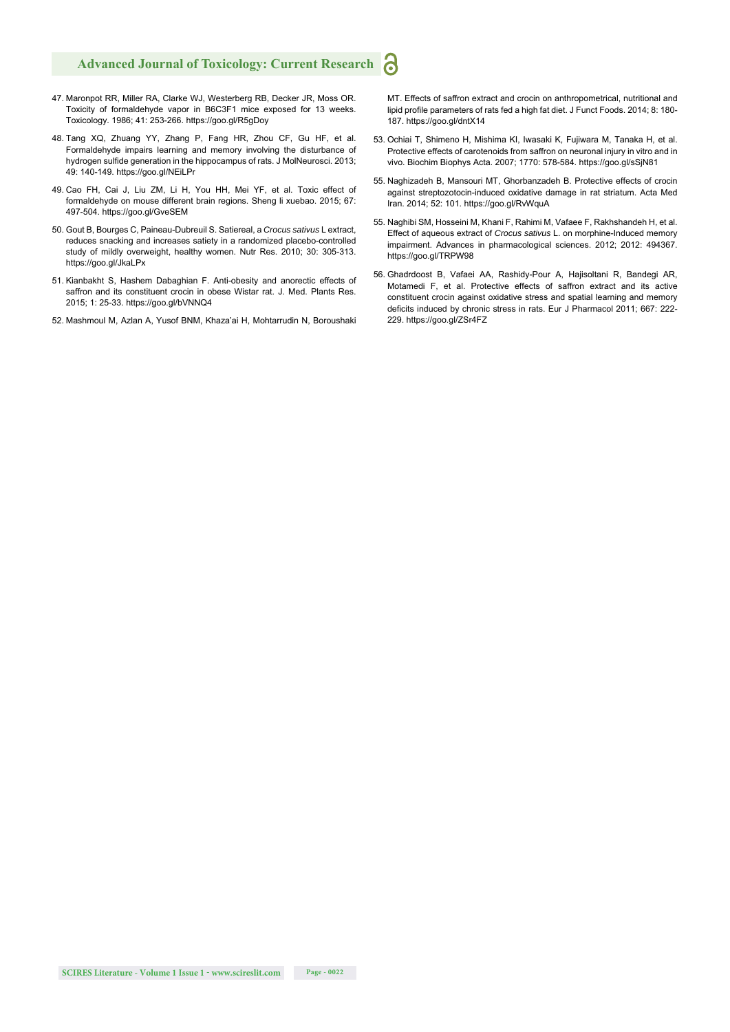47. Maronpot RR, Miller RA, Clarke WJ, Westerberg RB, Decker JR, Moss OR. Toxicity of formaldehyde vapor in B6C3F1 mice exposed for 13 weeks. Toxicology. 1986; 41: 253-266. https://goo.gl/R5gDoy

48. Tang XQ, Zhuang YY, Zhang P, Fang HR, Zhou CF, Gu HF, et al. Formaldehyde impairs learning and memory involving the disturbance of hydrogen sulfide generation in the hippocampus of rats. J MolNeurosci. 2013; 49: 140-149. https://goo.gl/NEiLPr

49. Cao FH, Cai J, Liu ZM, Li H, You HH, Mei YF, et al. Toxic effect of formaldehyde on mouse different brain regions. Sheng li xuebao. 2015; 67: 497-504. https://goo.gl/GveSEM

50. Gout B, Bourges C, Paineau-Dubreuil S. Satiereal, a *Crocus sativus* L extract, reduces snacking and increases satiety in a randomized placebo-controlled study of mildly overweight, healthy women. Nutr Res. 2010; 30: 305-313. https://goo.gl/JkaLPx

51. Kianbakht S, Hashem Dabaghian F. Anti-obesity and anorectic effects of saffron and its constituent crocin in obese Wistar rat. J. Med. Plants Res. 2015; 1: 25-33. https://goo.gl/bVNNQ4

52. Mashmoul M, Azlan A, Yusof BNM, Khaza'ai H, Mohtarrudin N, Boroushaki MT. Effects of saffron extract and crocin on anthropometrical, nutritional and lipid profile parameters of rats fed a high fat diet. J Funct Foods. 2014; 8: 180-187. https://goo.gl/dntX14

53. Ochiai T, Shimeno H, Mishima KI, Iwasaki K, Fujiwara M, Tanaka H, et al. Protective effects of carotenoids from saffron on neuronal injury in vitro and in vivo. Biochim Biophys Acta. 2007; 1770: 578-584. https://goo.gl/sSjN81

55. Naghizadeh B, Mansouri MT, Ghorbanzadeh B. Protective effects of crocin against streptozotocin-induced oxidative damage in rat striatum. Acta Med Iran. 2014; 52: 101. https://goo.gl/RvWquA

55. Naghibi SM, Hosseini M, Khani F, Rahimi M, Vafaee F, Rakhshandeh H, et al. Effect of aqueous extract of *Crocus sativus* L. on morphine-Induced memory impairment. Advances in pharmacological sciences. 2012; 2012: 494367. https://goo.gl/TRPW98

56. Ghadrdoost B, Vafaei AA, Rashidy-Pour A, Hajisoltani R, Bandegi AR, Motamedi F, et al. Protective effects of saffron extract and its active constituent crocin against oxidative stress and spatial learning and memory deficits induced by chronic stress in rats. Eur J Pharmacol 2011; 667: 222-229. https://goo.gl/ZSr4FZ